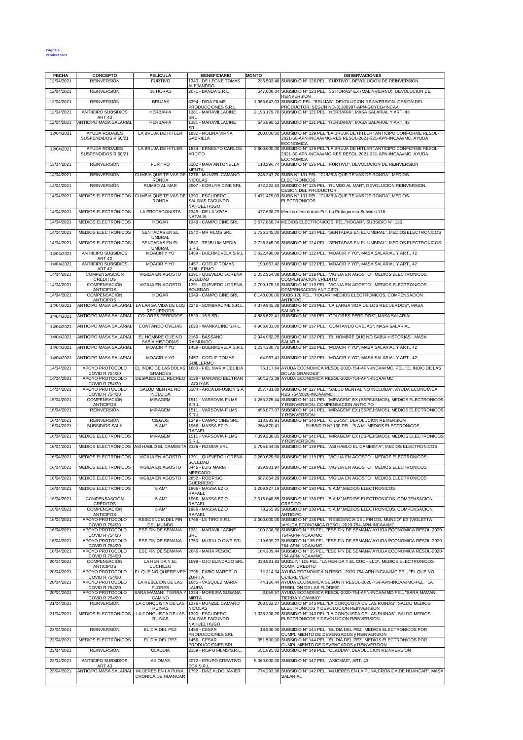**Pagos a Productores**

| FECHA | CONCEPTO | PELÍCULA | BENEFICIARIO | MONTO | OBSERVACIONES |
|---|---|---|---|---|---|
| 12/04/2021 | REINVERSIÓN | FURTIVO | 1343 - DE LEONE TOMAS ALEJANDRO | 236.593,48 | SUBSIDIO N° 126 PEL. "FURTIVO", DEVOLUCION DE REINVERSION |
| 12/04/2021 | REINVERSIÓN | 36 HORAS | 2071 - BANDA S.R.L. | 547.000,34 | SUBSIDIO N° 123 PEL. "36 HORAS" EX (MALINVIERNO), DEVOLUCION DE REINVERSION |
| 12/04/2021 | REINVERSIÓN | BRUJAS | 6394 - DIDA FILMS PRODUCCIONES S.R.L | 1.363.647,03 | SUBSIDIO PEL. "BRUJAS", DEVOLUCION REINVERSION. CESION DEL PRODUCTOR, SEGUN NO-31306997-APN-GCYCG#INCAA |
| 12/04/2021 | ANTIICIPO SUBSIDIOS ART 43 | HERBARIA | 1381 - MARAVILLACINE SRL | 2.193.179,76 | SUBSIDIO N° 121 PEL. "HERBARIA", MASA SALARIAL Y ART. 43 |
| 12/04/2021 | ANTICIPO MASA SALARIAL | HERBARIA | 1381 - MARAVILLACINE SRL | 646.890,52 | SUBSIDIO N° 121 PEL. "HERBARIA", MASA SALARIAL Y ART. 43 |
| 12/04/2021 | AYUDA RODAJES SUSPENDIDOS R 60/21 | LA BRUJA DE HITLER | 1832 - MOLINA VIRNA GABRIELA | 200.000,00 | SUBSIDIO N° 129 PEL."LA BRUJA DE HITLER",ANTICIPO CONFORME RESOL-2021-60-APN-INCAA#MC-RES RESOL-2021-321-APN-INCAA#MC, AYUDA ECONOMICA |
| 12/04/2021 | AYUDA RODAJES SUSPENDIDOS R 60/21 | LA BRUJA DE HITLER | 1834 - ERNESTO CARLOS ARDITO | 3.800.000,00 | SUBSIDIO N° 129 PEL."LA BRUJA DE HITLER",ANTICIPO CONFORME RESOL-2021-60-APN-INCAA#MC-RES RESOL-2021-321-APN-INCAA#MC, AYUDA ECONOMICA |
| 13/04/2021 | REINVERSIÓN | FURTIVO | 6102 - MAIA ANTONELLA MENTA | 118.296,74 | SUBSIDIO N° 126 PEL. "FURTIVO", DEVOLUCION DE REINVERSION |
| 14/04/2021 | REINVERSIÓN | CUMBIA QUE TE VAS DE RONDA | 1276 - MUNZEL CAMAÑO NICOLAS | 246.247,20 | SUBS N° 131 PEL. "CUMBIA QUE TE VAS DE RONDA", MEDIOS ELECTRONICOS |
| 14/04/2021 | REINVERSIÓN | RUMBO AL MAR | 2907 - CORUYA CINE SRL | 472.222,53 | SUBSIDIO N° 125 PEL. "RUMBO AL MAR", DEVOLUCION REINVERSION, CESION DEL PRODUCTOR |
| 14/04/2021 | MEDIOS ELECTRÓNICOS | CUMBIA QUE TE VAS DE RONDA | 1390 - ESCUDERO SALINAS FACUNDO NAHUEL HUGO | 1.471.475,03 | SUBS N° 131 PEL. "CUMBIA QUE TE VAS DE RONDA", MEDIOS ELECTRONICOS |
| 14/04/2021 | MEDIOS ELECTRÓNICOS | LA PROTAGONISTA | 2349 - DE LA VEGA NATALIA | 477.638,79 | Medios electrónicos Pel. La Protagonista Subsidio 118 |
| 14/04/2021 | MEDIOS ELECTRÓNICOS | HOGAR | 1349 - CAMPO CINE SRL | 3.677.858,74 | MEDIOS ELECTRONICOS. PEL."HOGAR". SUBSIDIO N°. 120. |
| 14/04/2021 | MEDIOS ELECTRÓNICOS | SENTADAS EN EL UMBRAL | 1540 - MR FILMS SRL | 2.726.345,00 | SUBSIDIO N° 124 PEL. "SENTADAS EN EL UMBRAL", MEDIOS ELECTRONICOS |
| 14/04/2021 | MEDIOS ELECTRÓNICOS | SENTADAS EN EL UMBRAL | 3537 - TEJBLUM MEDIA S.R.L. | 2.726.345,00 | SUBSIDIO N° 124 PEL. "SENTADAS EN EL UMBRAL", MEDIOS ELECTRONICOS |
| 14/04/2021 | ANTIICIPO SUBSIDIOS ART 42 | MOACIR Y YO | 1459 - DUERMEVELA S.R.L | 3.622.490,89 | SUBSIDIO N° 122 PEL. "MOACIR Y YO", MASA SALARIAL Y ART.. 42 |
| 14/04/2021 | ANTIICIPO SUBSIDIOS ART 42 | MOACIR Y YO | 1457 - GOTLIP TOMAS GUILLERMO | 190.657,42 | SUBSIDIO N° 122 PEL. "MOACIR Y YO", MASA SALARIAL Y ART.. 42 |
| 14/04/2021 | COMPENSASCIÓN CRÉDITOS | VIGILIA EN AGOSTO | 1391 - QUEVEDO LORENA SOLEDAD | 2.032.964,38 | SUBSIDIO N° 119 PEL. "VIGILIA EN AGOSTO", MEDIOS ELECTRONICOS. COMPENSACION CREDITO |
| 14/04/2021 | COMPENSACIÓN ANTICIPOS | VIGILIA EN AGOSTO | 1391 - QUEVEDO LORENA SOLEDAD | 2.700.175,10 | SUBSIDIO N° 119 PEL. "VIGILIA EN AGOSTO", MEDIOS ELECTRONICOS. COMPENSACION ANTICIPO |
| 14/04/2021 | COMPENSACIÓN ANTICIPOS | HOGAR | 1349 - CAMPO CINE SRL | 6.143.000,00 | SUBS 120 PEL. "HOGAR" MEDIOS ELECTRONICOS, COMPENSACION ANTICIPO |
| 14/04/2021 | ANTICIPO MASA SALARIAL | LA LARGA VIDA DE LOS RECUERODS | 2246 - SOMBRACINE S.R.L. | 4.379.945,38 | SUBSIDIO N° 133 PEL. "LA LARGA VIDA DE LOS RECUERDOS", MASA SALARIAL |
| 14/04/2021 | ANTICIPO MASA SALARIAL | COLORES PERDIDOS | 1529 - 16:9 SRL | 4.888.622,41 | SUBSIDIO N° 136 PEL. "COLORES PERDIDOS", MASA SALARIAL |
| 14/04/2021 | ANTICIPO MASA SALARIAL | CONTANDO OVEJAS | 1623 - WANKACINE S.R.L. | 4.966.631,00 | SUBSIDIO N° 137 PEL. "CONTANDO OVEJAS", MASA SALARIAL |
| 14/04/2021 | ANTICIPO MASA SALARIAL | EL HOMBRE QUE NO SABÍA HISTORIAS | 2169 - BASSANO RAIMUNDO | 2.944.982,25 | SUBSIDIO N° 132 PEL. "EL HOMBRE QUE NO SABIA HISTORIAS", MASA SALARIAL |
| 14/04/2021 | ANTICIPO MASA SALARIAL | MOACIR Y YO | 1459 - DUERMEVELA S.R.L | 1.234.380,70 | SUBSIDIO N° 122 PEL. "MOACIR Y YO", MASA SALARIAL Y ART.. 42 |
| 14/04/2021 | ANTICIPO MASA SALARIAL | MOACIR Y YO | 1457 - GOTLIP TOMAS GUILLERMO | 64.967,41 | SUBSIDIO N° 122 PEL. "MOACIR Y YO", MASA SALARIAL Y ART.. 42 |
| 14/04/2021 | APOYO PROTOCOLO COVID R 754/20 | EL INDIO DE LAS BOLAS GRANDES | 1683 - FIEL MARIA CECILIA | 76.117,64 | AYUDA ECONOMICA RESOL-2020-754-APN-INCAA#MC. PEL."EL INDIO DE LAS BOLAS GRANDES". |
| 14/04/2021 | APOYO PROTOCOLO COVID R 754/20 | DESPUES DEL RECREO | 3129 - MARIANO BELTRAN LAGUYAS | 504.272,39 | AYUDA ECONOMICA RESOL-2020-754-APN-INCAA#MC |
| 14/04/2021 | APOYO PROTOCOLO COVID R 754/20 | SALUD MENTAL NO INCLUIDA | 5184 - ARCA DIFUSION S A | 257.731,00 | SUBSIDIO N° 127 PEL. "SALUD MENTAL NO INCLUIDA", AYUDA ECONOMICA RES 754/2020-INCAA#MC |
| 15/04/2021 | COMPENSACIÓN ANTICIPOS | MIRAGEM | 1511 - VARSOVIA FILMS S.R.L. | 1.266.225,44 | SUBSIDIO N° 141 PEL. "MIRAGEM" EX (ESPEJISMOS), MEDIOS ELECTRONICOS Y REINVERSION. COMPENSACION ANTICIPO |
| 16/04/2021 | REINVERSIÓN | MIRAGEM | 1511 - VARSOVIA FILMS S.R.L. | 456.077,07 | SUBSIDIO N° 141 PEL. "MIRAGEM" EX (ESPEJISMOS), MEDIOS ELECTRONICOS Y REINVERSION |
| 16/04/2021 | REINVERSIÓN | CIEGOS | 1349 - CAMPO CINE SRL | 513.583,91 | SUBSIDIO N° 140 PEL. "CIEGOS", DEVOLUCION REIVERSION |
| 16/04/2021 | SUBSIDIOS SALA | "5 AM" | 1966 - MASSA EZIO RAFAEL | 264.870,41 | SUBSIDIO N° 130 PEL. "5 A.M",MEDIOS ELECTRONICOS |
| 16/04/2021 | MEDIOS ELECTRÓNICOS | MIRAGEM | 1511 - VARSOVIA FILMS S.R.L. | 7.399.238,85 | SUBSIDIO N° 141 PEL. "MIRAGEM" EX (ESPEJISMOS), MEDIOS ELECTRONICOS Y REINVERSION |
| 16/04/2021 | MEDIOS ELECTRÓNICOS | ASÍ HABLÓ EL CAMBISTA | 2328 - RIZOMA SRL | 2.705.844,05 | SUBSIDIO N° 139 PEL. "ASI HABLO EL CAMBISTA", MEDIOS ELECTRONICOS |
| 16/04/2021 | MEDIOS ELECTRÓNICOS | VIGILIA EN AGOSTO | 1391 - QUEVEDO LORENA SOLEDAD | 2.260.629,50 | SUBSIDIO N° 119 PEL. "VIGILIA EN AGOSTO", MEDIOS ELECTRONICOS |
| 16/04/2021 | MEDIOS ELECTRÓNICOS | VIGILIA EN AGOSTO | 6446 - LUIS MARIA MERCADO | 839.931,94 | SUBSIDIO N° 119 PEL. "VIGILIA EN AGOSTO", MEDIOS ELECTRONICOS |
| 16/04/2021 | MEDIOS ELECTRÓNICOS | VIGILIA EN AGOSTO | 2852 - RODRIGO GUERRERO | 687.664,29 | SUBSIDIO N° 119 PEL. "VIGILIA EN AGOSTO", MEDIOS ELECTRONICOS |
| 16/04/2021 | MEDIOS ELECTRÓNICOS | "5 AM" | 1966 - MASSA EZIO RAFAEL | 1.209.927,19 | SUBSIDIO N° 130 PEL. "5 A.M",MEDIOS ELECTRONICOS |
| 16/04/2021 | COMPENSACIÓN CRÉDITOS | "5 AM" | 1966 - MASSA EZIO RAFAEL | 3.316.040,55 | SUBSIDIO N° 130 PEL. "5 A.M",MEDIOS ELECTRONICOS. COMPENSACION CREDITO |
| 16/04/2021 | COMPENSACIÓN ANTICIPOS | "5 AM" | 1966 - MASSA EZIO RAFAEL | 73.255,95 | SUBSIDIO N° 130 PEL. "5 A.M",MEDIOS ELECTRONICOS. COMPENSACION ANTICIPO |
| 16/04/2021 | APOYO PROTOCOLO COVID R 754/20 | RESIDENCIA DEL FIN DEL MUNDO | 1768 - LE TIRO S.R.L | 2.000.000,00 | SUBSIDIO N° 138 PEL. "RESIDENCIA DEL FIN DEL MUNDO" EX (VIOLETTA )AYUDA ECONOMICA RESOL-2020-754-APN-INCAA#MC |
| 16/04/2021 | APOYO PROTOCOLO COVID R 754/20 | ESE FIN DE SEMANA | 1381 - MARAVILLACINE SRL | 109.308,30 | SUBSIDIO N ° 35 PEL. "ESE FIN DE SEMANA"AYUDA ECONOMICA RESOL-2020-754-APN-INCAA#MC |
| 16/04/2021 | APOYO PROTOCOLO COVID R 754/20 | ESE FIN DE SEMANA | 1750 - MURILLO CINE SRL | 119.639,27 | SUBSIDIO N ° 35 PEL. "ESE FIN DE SEMANA"AYUDA ECONOMICA RESOL-2020-754-APN-INCAA#MC |
| 16/04/2021 | APOYO PROTOCOLO COVID R 754/20 | ESE FIN DE SEMANA | 2646 - MARA PESCIO | 104.309,44 | SUBSIDIO N ° 35 PEL. "ESE FIN DE SEMANA"AYUDA ECONOMICA RESOL-2020-754-APN-INCAA#MC |
| 20/04/2021 | COMPENSACIÓN ANTICIPOS | LA HERIDA Y EL CUCHILLO | 1699 - OJO BLINDADO SRL | 333.881,93 | SUBS. N° 106 PEL. "LA HERIDA Y EL CUCHILLO", MEDIOS ELECTRONICOS. COMP. CREDITO |
| 20/04/2021 | APOYO PROTOCOLO COVID R 754/20 | EL QUE NO QUIERE VER | 2798 - FABIO MARCELO ZURITA | 72.314,34 | AYUDA ECONOMICA N RESOL-2020-754-APN-INCAA#MC PEL. "EL QUE NO QUIERE VER" |
| 20/04/2021 | APOYO PROTOCOLO COVID R 754/20 | LA REBELIÓN DE LAS FLORES | 1685 - VASQUEZ MARIA LAURA | 44.166,44 | AYUDA ECONOMICA SEGUN N RESOL-2020-754-APN-INCAA#MC-PEL. "LA REBELION DE LAS FLORES" |
| 20/04/2021 | APOYO PROTOCOLO COVID R 754/20 | SARA MAMANI, TIERRA Y CAMINO | 1324 - MOREIRA SUSANA MIRTA | 3.059,57 | AYUDA ECONOMICA RESOL-2020-754-APN-INCAA#MC-PEL. "SARA MAMANI, TIERRA Y CAMINO" |
| 21/04/2021 | REINVERSIÓN | LA CONQUISTA DE LAS RUINAS | 1276 - MUNZEL CAMAÑO NICOLAS | 203.562,27 | SUBSIDIO N° 143 PEL."LA CONQUISTA DE LAS RUINAS", SALDO MEDIOS ELECTRONICOS Y DEVOLUCION REINVERSION |
| 21/04/2021 | MEDIOS ELECTRÓNICOS | LA CONQUISTA DE LAS RUINAS | 1390 - ESCUDERO SALINAS FACUNDO NAHUEL HUGO | 1.338.308,20 | SUBSIDIO N° 143 PEL."LA CONQUISTA DE LAS RUINAS", SALDO MEDIOS ELECTRONICOS Y DEVOLUCION REINVERSION |
| 22/04/2021 | REINVERSIÓN | EL DÍA DEL PEZ | 1456 - CESAR PRODUCCIONES SRL | 18.500,00 | SUBSIDIO N° 144 PEL. "EL DIA DEL PEZ",MEDIOS ELECTRONICOS POR CUMPLIMIENTO DE DEVENGADOS y REINVERSION |
| 22/04/2021 | MEDIOS ELECTRÓNICOS | EL DÍA DEL PEZ | 1456 - CESAR PRODUCCIONES SRL | 351.500,00 | SUBSIDIO N° 144 PEL. "EL DIA DEL PEZ",MEDIOS ELECTRONICOS POR CUMPLIMIENTO DE DEVENGADOS y REINVERSION |
| 23/04/2021 | REINVERSIÓN | CLAUDIA | 2159 - RISPO FILMS S.R.L. | 651.895,02 | SUBSIDIO N° 149 PEL. "CLAUDIA", DEVOLUCION REINVERSION |
| 23/04/2021 | ANTIICIPO SUBSIDIOS ART 43 | AXIOMAS | 2072 - GRUPO CREATIVO EOK S.R.L. | 5.060.000,00 | SUBSIDIO N° 147 PEL. "AXIOMAS", ART. 43 |
| 23/04/2021 | ANTICIPO MASA SALARIAL | MUJERES EN LA PUNA, CRÓNICA DE HUANCAR | 1792 - DIAZ ALDO JAVIER | 774.293,36 | SUBSIDIO N° 142 PEL. "MUJERES EN LA PUNA,CRONICA DE HUANCAR". MASA SALARIAL |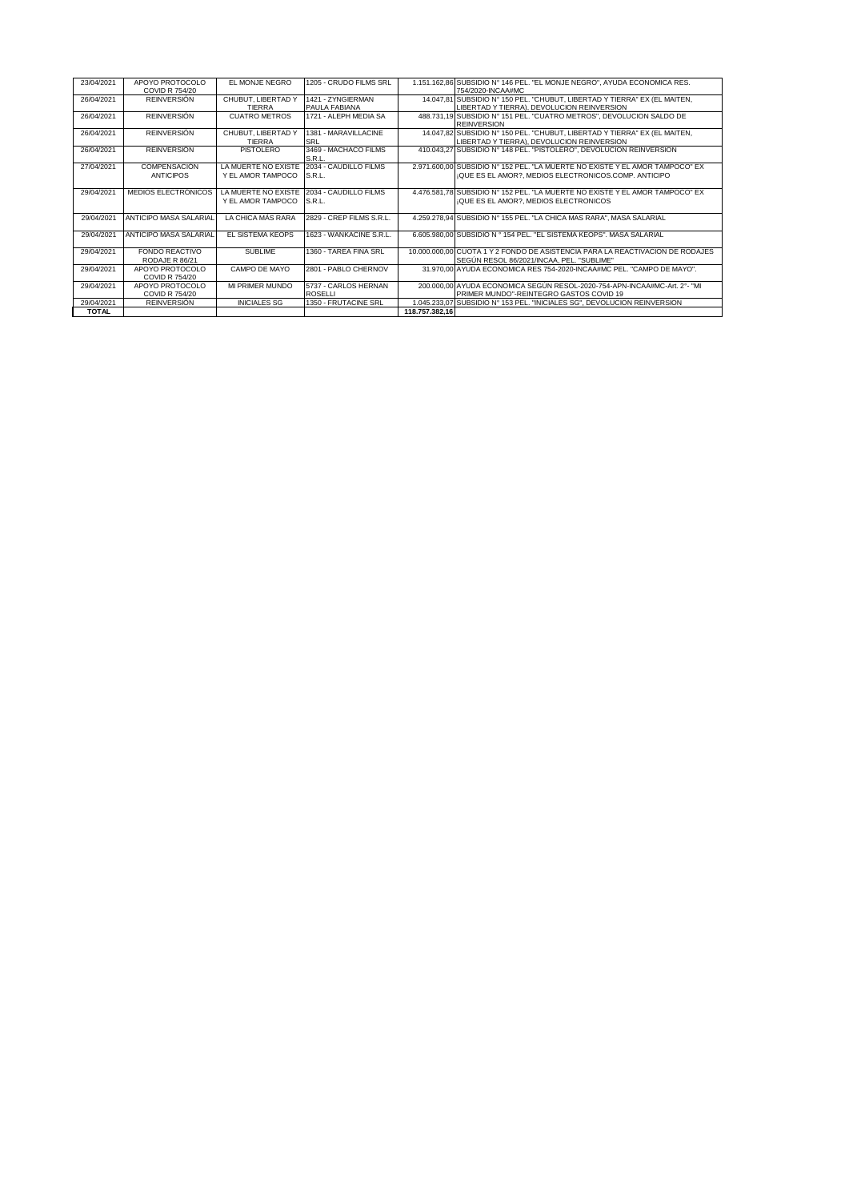| | | | | | |
|---|---|---|---|---|---|
| 23/04/2021 | APOYO PROTOCOLO COVID R 754/20 | EL MONJE NEGRO | 1205 - CRUDO FILMS SRL | 1.151.162,86 | SUBSIDIO N° 146 PEL. "EL MONJE NEGRO", AYUDA ECONOMICA RES. 754/2020-INCAA#MC |
| 26/04/2021 | REINVERSIÓN | CHUBUT, LIBERTAD Y TIERRA | 1421 - ZYNGIERMAN PAULA FABIANA | 14.047,81 | SUBSIDIO N° 150 PEL. "CHUBUT, LIBERTAD Y TIERRA" EX (EL MAITEN, LIBERTAD Y TIERRA), DEVOLUCION REINVERSION |
| 26/04/2021 | REINVERSIÓN | CUATRO METROS | 1721 - ALEPH MEDIA SA | 488.731,19 | SUBSIDIO N° 151 PEL. "CUATRO METROS", DEVOLUCION SALDO DE REINVERSION |
| 26/04/2021 | REINVERSIÓN | CHUBUT, LIBERTAD Y TIERRA | 1381 - MARAVILLACINE SRL | 14.047,82 | SUBSIDIO N° 150 PEL. "CHUBUT, LIBERTAD Y TIERRA" EX (EL MAITEN, LIBERTAD Y TIERRA), DEVOLUCION REINVERSION |
| 26/04/2021 | REINVERSIÓN | PISTOLERO | 3469 - MACHACO FILMS S.R.L. | 410.043,27 | SUBSIDIO N° 148 PEL. "PISTOLERO", DEVOLUCION REINVERSION |
| 27/04/2021 | COMPENSACIÓN ANTICIPOS | LA MUERTE NO EXISTE Y EL AMOR TAMPOCO | 2034 - CAUDILLO FILMS S.R.L. | 2.971.600,00 | SUBSIDIO N° 152 PEL. "LA MUERTE NO EXISTE Y EL AMOR TAMPOCO" EX ¡QUE ES EL AMOR?, MEDIOS ELECTRONICOS.COMP. ANTICIPO |
| 29/04/2021 | MEDIOS ELECTRÓNICOS | LA MUERTE NO EXISTE Y EL AMOR TAMPOCO | 2034 - CAUDILLO FILMS S.R.L. | 4.476.581,78 | SUBSIDIO N° 152 PEL. "LA MUERTE NO EXISTE Y EL AMOR TAMPOCO" EX ¡QUE ES EL AMOR?, MEDIOS ELECTRONICOS |
| 29/04/2021 | ANTICIPO MASA SALARIAL | LA CHICA MÁS RARA | 2829 - CREP FILMS S.R.L. | 4.259.278,94 | SUBSIDIO N° 155 PEL. "LA CHICA MAS RARA", MASA SALARIAL |
| 29/04/2021 | ANTICIPO MASA SALARIAL | EL SISTEMA KEOPS | 1623 - WANKACINE S.R.L. | 6.605.980,00 | SUBSIDIO N ° 154 PEL. "EL SISTEMA KEOPS". MASA SALARIAL |
| 29/04/2021 | FONDO REACTIVO RODAJE R 86/21 | SUBLIME | 1360 - TAREA FINA SRL | 10.000.000,00 | CUOTA 1 Y 2 FONDO DE ASISTENCIA PARA LA REACTIVACION DE RODAJES SEGÚN RESOL 86/2021/INCAA, PEL. "SUBLIME" |
| 29/04/2021 | APOYO PROTOCOLO COVID R 754/20 | CAMPO DE MAYO | 2801 - PABLO CHERNOV | 31.970,00 | AYUDA ECONOMICA RES 754-2020-INCAA#MC PEL. "CAMPO DE MAYO". |
| 29/04/2021 | APOYO PROTOCOLO COVID R 754/20 | MI PRIMER MUNDO | 5737 - CARLOS HERNAN ROSELLI | 200.000,00 | AYUDA ECONOMICA SEGÚN RESOL-2020-754-APN-INCAA#MC-Art. 2°- "MI PRIMER MUNDO"-REINTEGRO GASTOS COVID 19 |
| 29/04/2021 | REINVERSIÓN | INICIALES SG | 1350 - FRUTACINE SRL | 1.045.233,07 | SUBSIDIO N° 153 PEL. "INICIALES SG", DEVOLUCION REINVERSION |
| **TOTAL** | | | | **118.757.382,16** | |